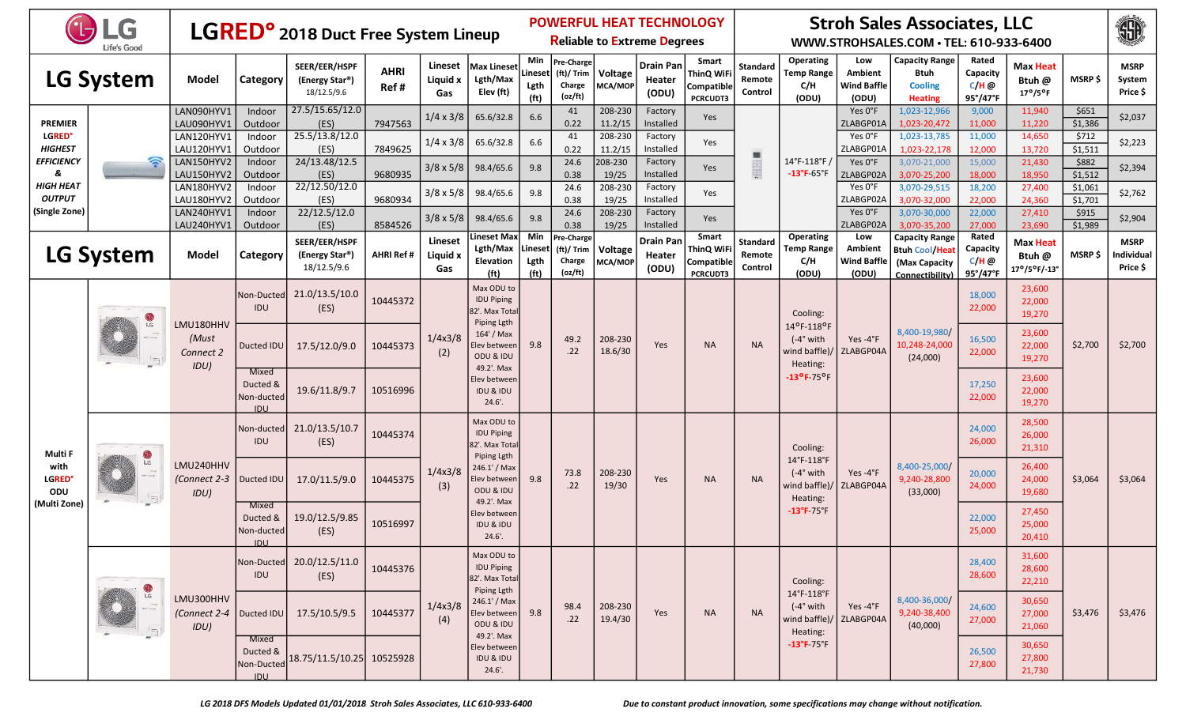# LG — LGRED° 2018 Duct Free System Lineup

**POWERFUL HEAT TECHNOLOGY** — Reliable to Extreme Degrees

**Stroh Sales Associates, LLC** — WWW.STROHSALES.COM • TEL: 610-933-6400

| LG System | | Model | Category | SEER/EER/HSPF (Energy Star®) 18/12.5/9.6 | AHRI Ref # | Lineset Liquid x Gas | Max Lineset Lgth/Max Elev (ft) | Min Lineset Lgth (ft) | Pre-Charge (ft)/ Trim Charge (oz/ft) | Voltage MCA/MOP | Drain Pan Heater (ODU) | Smart ThinQ WiFi Compatible PCRCUDT3 | Standard Remote Control | Operating Temp Range C/H (ODU) | Low Ambient Wind Baffle (ODU) | Capacity Range Btuh Cooling Heating | Rated Capacity C/H @ 95°/47°F | Max Heat Btuh @ 17°/5°F | MSRP $ | MSRP System Price $ |
|---|---|---|---|---|---|---|---|---|---|---|---|---|---|---|---|---|---|---|---|---|
| PREMIER LGRED° HIGHEST EFFICIENCY & HIGH HEAT OUTPUT (Single Zone) | | LAN090HYV1 | Indoor | 27.5/15.65/12.0 (ES) | 7947563 | 1/4 x 3/8 | 65.6/32.8 | 6.6 | 41 | 208-230 | Factory | Yes | | 14°F-118°F / -13°F-65°F | Yes 0°F | 1,023-12,966 | 9,000 | 11,940 | $651 | $2,037 |
| | | LAU090HYV1 | Outdoor | | | | | | 0.22 | 11.2/15 | Installed | | | | ZLABGP01A | 1,023-20,472 | 11,000 | 11,220 | $1,386 | |
| | | LAN120HYV1 | Indoor | 25.5/13.8/12.0 (ES) | 7849625 | 1/4 x 3/8 | 65.6/32.8 | 6.6 | 41 | 208-230 | Factory | Yes | | | Yes 0°F | 1,023-13,785 | 11,000 | 14,650 | $712 | $2,223 |
| | | LAU120HYV1 | Outdoor | | | | | | 0.22 | 11.2/15 | Installed | | | | ZLABGP01A | 1,023-22,178 | 12,000 | 13,720 | $1,511 | |
| | | LAN150HYV2 | Indoor | 24/13.48/12.5 (ES) | 9680935 | 3/8 x 5/8 | 98.4/65.6 | 9.8 | 24.6 | 208-230 | Factory | Yes | | | Yes 0°F | 3,070-21,000 | 15,000 | 21,430 | $882 | $2,394 |
| | | LAU150HYV2 | Outdoor | | | | | | 0.38 | 19/25 | Installed | | | | ZLABGP02A | 3,070-25,200 | 18,000 | 18,950 | $1,512 | |
| | | LAN180HYV2 | Indoor | 22/12.50/12.0 (ES) | 9680934 | 3/8 x 5/8 | 98.4/65.6 | 9.8 | 24.6 | 208-230 | Factory | Yes | | | Yes 0°F | 3,070-29,515 | 18,200 | 27,400 | $1,061 | $2,762 |
| | | LAU180HYV2 | Outdoor | | | | | | 0.38 | 19/25 | Installed | | | | ZLABGP02A | 3,070-32,000 | 22,000 | 24,360 | $1,701 | |
| | | LAN240HYV1 | Indoor | 22/12.5/12.0 (ES) | 8584526 | 3/8 x 5/8 | 98.4/65.6 | 9.8 | 24.6 | 208-230 | Factory | Yes | | | Yes 0°F | 3,070-30,000 | 22,000 | 27,410 | $915 | $2,904 |
| | | LAU240HYV1 | Outdoor | | | | | | 0.38 | 19/25 | Installed | | | | ZLABGP02A | 3,070-35,200 | 27,000 | 23,690 | $1,989 | |

| LG System | | Model | Category | SEER/EER/HSPF (Energy Star®) 18/12.5/9.6 | AHRI Ref # | Lineset Liquid x Gas | Lineset Max Lgth/Max Elevation (ft) | Min Lineset Lgth (ft) | Pre-Charge (ft)/ Trim Charge (oz/ft) | Voltage MCA/MOP | Drain Pan Heater (ODU) | Smart ThinQ WiFi Compatible PCRCUDT3 | Standard Remote Control | Operating Temp Range C/H (ODU) | Low Ambient Wind Baffle (ODU) | Capacity Range Btuh Cool/Heat (Max Capacity Connectibility) | Rated Capacity C/H @ 95°/47°F | Max Heat Btuh @ 17°/5°F/-13° | MSRP $ | MSRP Individual Price $ |
|---|---|---|---|---|---|---|---|---|---|---|---|---|---|---|---|---|---|---|---|---|
| Multi F with LGRED° ODU (Multi Zone) | | LMU180HHV (Must Connect 2 IDU) | Non-Ducted IDU | 21.0/13.5/10.0 (ES) | 10445372 | 1/4x3/8 (2) | Max ODU to IDU Piping 82'. Max Total Piping Lgth 164' / Max Elev between ODU & IDU 49.2'. Max Elev between IDU & IDU 24.6'. | 9.8 | 49.2 .22 | 208-230 18.6/30 | Yes | NA | NA | Cooling: 14°F-118°F (-4° with wind baffle)/ Heating: -13°F-75°F | Yes -4°F ZLABGP04A | 8,400-19,980/ 10,248-24,000 (24,000) | 18,000 22,000 | 23,600 22,000 19,270 | $2,700 | $2,700 |
| | | | Ducted IDU | 17.5/12.0/9.0 | 10445373 | | | | | | | | | | | | 16,500 22,000 | 23,600 22,000 19,270 | | |
| | | | Mixed Ducted & Non-ducted IDU | 19.6/11.8/9.7 | 10516996 | | | | | | | | | | | | 17,250 22,000 | 23,600 22,000 19,270 | | |
| | | LMU240HHV (Connect 2-3 IDU) | Non-ducted IDU | 21.0/13.5/10.7 (ES) | 10445374 | 1/4x3/8 (3) | Max ODU to IDU Piping 82'. Max Total Piping Lgth 246.1' / Max Elev between ODU & IDU 49.2'. Max Elev between IDU & IDU 24.6'. | 9.8 | 73.8 .22 | 208-230 19/30 | Yes | NA | NA | Cooling: 14°F-118°F (-4° with wind baffle)/ Heating: -13°F-75°F | Yes -4°F ZLABGP04A | 8,400-25,000/ 9,240-28,800 (33,000) | 24,000 26,000 | 28,500 26,000 21,310 | $3,064 | $3,064 |
| | | | Ducted IDU | 17.0/11.5/9.0 | 10445375 | | | | | | | | | | | | 20,000 24,000 | 26,400 24,000 19,680 | | |
| | | | Mixed Ducted & Non-ducted IDU | 19.0/12.5/9.85 (ES) | 10516997 | | | | | | | | | | | | 22,000 25,000 | 27,450 25,000 20,410 | | |
| | | LMU300HHV (Connect 2-4 IDU) | Non-Ducted IDU | 20.0/12.5/11.0 (ES) | 10445376 | 1/4x3/8 (4) | Max ODU to IDU Piping 82'. Max Total Piping Lgth 246.1' / Max Elev between ODU & IDU 49.2'. Max Elev between IDU & IDU 24.6'. | 9.8 | 98.4 .22 | 208-230 19.4/30 | Yes | NA | NA | Cooling: 14°F-118°F (-4° with wind baffle)/ Heating: -13°F-75°F | Yes -4°F ZLABGP04A | 8,400-36,000/ 9,240-38,400 (40,000) | 28,400 28,600 | 31,600 28,600 22,210 | $3,476 | $3,476 |
| | | | Ducted IDU | 17.5/10.5/9.5 | 10445377 | | | | | | | | | | | | 24,600 27,000 | 30,650 27,000 21,060 | | |
| | | | Mixed Ducted & Non-Ducted IDU | 18.75/11.5/10.25 | 10525928 | | | | | | | | | | | | 26,500 27,800 | 30,650 27,800 21,730 | | |

*LG 2018 DFS Models Updated 01/01/2018 Stroh Sales Associates, LLC 610-933-6400*

*Due to constant product innovation, some specifications may change without notification.*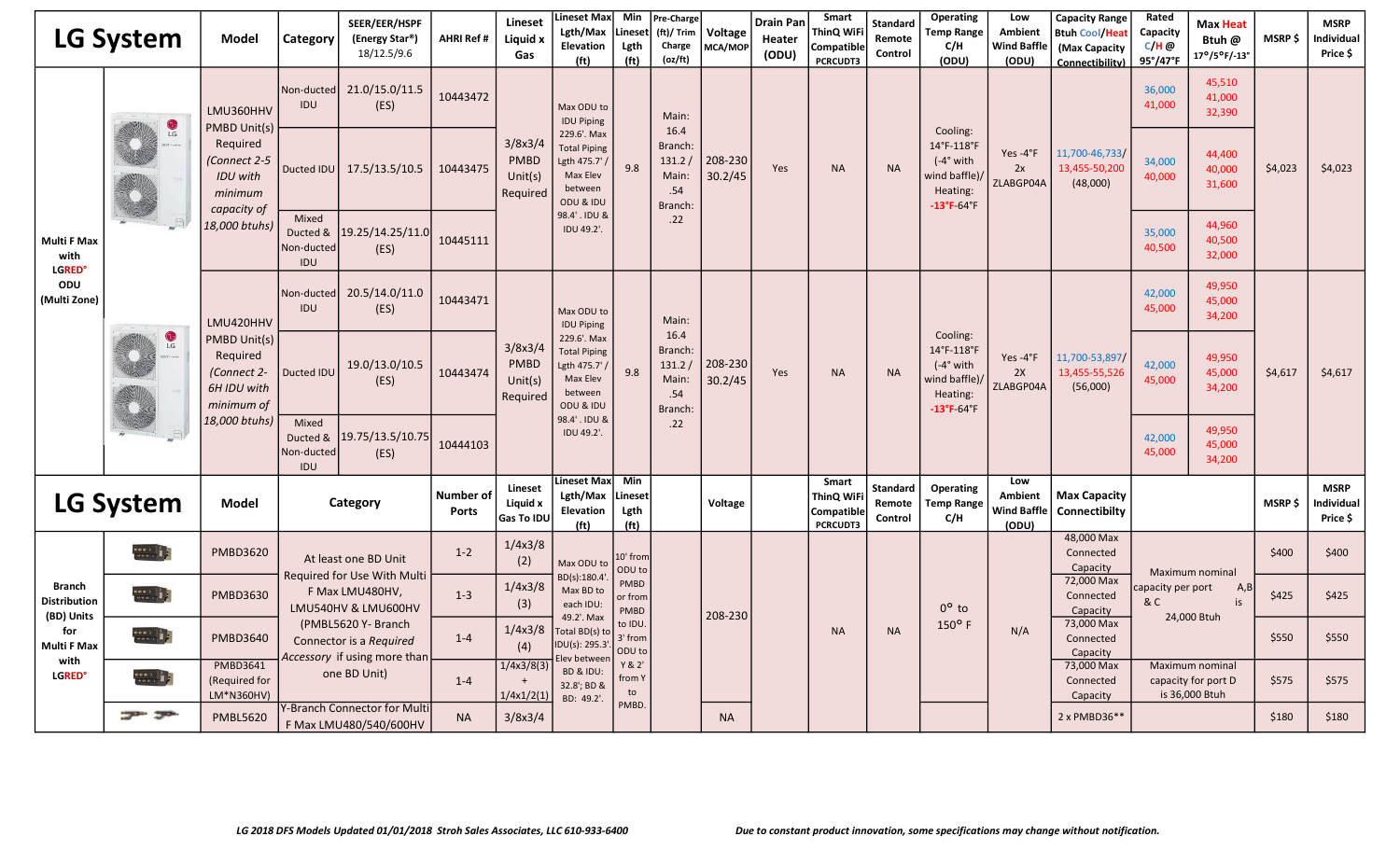| LG System | | Model | Category | | SEER/EER/HSPF (Energy Star®) 18/12.5/9.6 | AHRI Ref # | Lineset Liquid x Gas | Lineset Max Lgth/Max Elevation (ft) | Min Lineset Lgth (ft) | Pre-Charge (ft)/ Trim Charge (oz/ft) | Voltage MCA/MOP | Drain Pan Heater (ODU) | Smart ThinQ WiFi Compatible PCRCUDT3 | Standard Remote Control | Operating Temp Range C/H (ODU) | Low Ambient Wind Baffle (ODU) | Capacity Range Btuh Cool/Heat (Max Capacity Connectibility) | Rated Capacity C/H @ 95°/47°F | Max Heat Btuh @ 17°/5°F/-13° | MSRP $ | MSRP Individual Price $ |
|---|---|---|---|---|---|---|---|---|---|---|---|---|---|---|---|---|---|---|---|---|---|
| Multi F Max with LGRED° ODU (Multi Zone) | | LMU360HHV PMBD Unit(s) Required *(Connect 2-5 IDU with minimum capacity of 18,000 btuhs)* | Non-ducted IDU | | 21.0/15.0/11.5 (ES) | 10443472 | 3/8x3/4 PMBD Unit(s) Required | Max ODU to IDU Piping 229.6'. Max Total Piping Lgth 475.7' / Max Elev between ODU & IDU 98.4'. IDU & IDU 49.2'. | 9.8 | Main: 16.4 Branch: 131.2 / Main: .54 Branch: .22 | 208-230 30.2/45 | Yes | NA | NA | Cooling: 14°F-118°F (-4° with wind baffle)/ Heating: -13°F-64°F | Yes -4°F 2x ZLABGP04A | 11,700-46,733/ 13,455-50,200 (48,000) | 36,000 41,000 | 45,510 41,000 32,390 | $4,023 | $4,023 |
| | | | Ducted IDU | | 17.5/13.5/10.5 | 10443475 | | | | | | | | | | | | 34,000 40,000 | 44,400 40,000 31,600 | | |
| | | | Mixed Ducted & Non-ducted IDU | | 19.25/14.25/11.0 (ES) | 10445111 | | | | | | | | | | | | 35,000 40,500 | 44,960 40,500 32,000 | | |
| | | LMU420HHV PMBD Unit(s) Required *(Connect 2-6H IDU with minimum of 18,000 btuhs)* | Non-ducted IDU | | 20.5/14.0/11.0 (ES) | 10443471 | 3/8x3/4 PMBD Unit(s) Required | Max ODU to IDU Piping 229.6'. Max Total Piping Lgth 475.7' / Max Elev between ODU & IDU 98.4'. IDU & IDU 49.2'. | 9.8 | Main: 16.4 Branch: 131.2 / Main: .54 Branch: .22 | 208-230 30.2/45 | Yes | NA | NA | Cooling: 14°F-118°F (-4° with wind baffle)/ Heating: -13°F-64°F | Yes -4°F 2X ZLABGP04A | 11,700-53,897/ 13,455-55,526 (56,000) | 42,000 45,000 | 49,950 45,000 34,200 | $4,617 | $4,617 |
| | | | Ducted IDU | | 19.0/13.0/10.5 (ES) | 10443474 | | | | | | | | | | | | 42,000 45,000 | 49,950 45,000 34,200 | | |
| | | | Mixed Ducted & Non-ducted IDU | | 19.75/13.5/10.75 (ES) | 10444103 | | | | | | | | | | | | 42,000 45,000 | 49,950 45,000 34,200 | | |
| **LG System** | | **Model** | **Category** | | **Number of Ports** | **Lineset Liquid x Gas To IDU** | **Lineset Max Lgth/Max Elevation (ft)** | **Min Lineset Lgth (ft)** | | **Voltage** | | **Smart ThinQ WiFi Compatible PCRCUDT3** | **Standard Remote Control** | **Operating Temp Range C/H** | **Low Ambient Wind Baffle (ODU)** | **Max Capacity Connectibilty** | | | **MSRP $** | **MSRP Individual Price $** | |
| Branch Distribution (BD) Units for Multi F Max with LGRED° | | PMBD3620 | At least one BD Unit Required for Use With Multi F Max LMU480HV, LMU540HV & LMU600HV (PMBL5620 Y- Branch Connector is a *Required Accessory* if using more than one BD Unit) | | 1-2 | 1/4x3/8 (2) | Max ODU to BD(s):180.4'. Max BD to each IDU: 49.2'. Max Total BD(s) to IDU(s): 295.3'. Elev between BD & IDU: 32.8'; BD & BD: 49.2'. | 10' from ODU to PMBD or from PMBD to IDU. 3' from ODU to Y & 2' from Y to PMBD. | | 208-230 | | NA | NA | 0° to 150° F | N/A | 48,000 Max Connected Capacity | Maximum nominal capacity per port A,B & C is 24,000 Btuh | | $400 | $400 | |
| | | PMBD3630 | | | 1-3 | 1/4x3/8 (3) | | | | | | | | | | 72,000 Max Connected Capacity | | | $425 | $425 | |
| | | PMBD3640 | | | 1-4 | 1/4x3/8 (4) | | | | | | | | | | 73,000 Max Connected Capacity | | | $550 | $550 | |
| | | PMBD3641 (Required for LM*N360HV) | | | 1-4 | 1/4x3/8(3) + 1/4x1/2(1) | | | | | | | | | | 73,000 Max Connected Capacity | Maximum nominal capacity for port D is 36,000 Btuh | | $575 | $575 | |
| | | PMBL5620 | Y-Branch Connector for Multi F Max LMU480/540/600HV | | NA | 3/8x3/4 | | | | NA | | | | | | 2 x PMBD36** | | | $180 | $180 | |

*LG 2018 DFS Models Updated 01/01/2018 Stroh Sales Associates, LLC 610-933-6400*

*Due to constant product innovation, some specifications may change without notification.*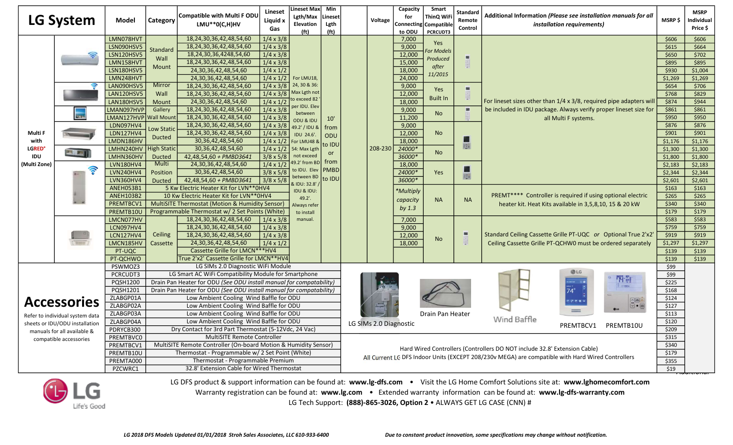| LG System | | Model | Category | Compatible with Multi F ODU LMU**0(C,H)HV | Lineset Liquid x Gas | Lineset Max Lgth/Max Elevation (ft) | Min Lineset Lgth (ft) | Voltage | Capacity for Connecting to ODU | Smart ThinQ WiFi Compatible PCRCUDT3 | Standard Remote Control | Additional Information (Please see installation manuals for all installation requirements) | MSRP $ | MSRP Individual Price $ |
|---|---|---|---|---|---|---|---|---|---|---|---|---|---|---|
| Multi F with LGRED° IDU (Multi Zone) | | LMN078HVT | Standard Wall Mount | 18,24,30,36,42,48,54,60 | 1/4 x 3/8 | For LMU18, 24, 30 & 36: Max Lgth not to exceed 82' per IDU. Elev between ODU & IDU 49.2' / IDU & IDU 24.6'. For LMU48 & 54: Max Lgth not exceed 49.2' from BD to IDU. Elev between BD & IDU: 32.8' / IDU & IDU: 49.2'. Always refer to install manual. | 10' from ODU to IDU or from PMBD to IDU | 208-230 | 7,000 | Yes For Models Produced after 11/2015 | | For lineset sizes other than 1/4 x 3/8, required pipe adapters will be included in IDU package. Always verify proper lineset size for all Multi F systems. | $606 | $606 |
| | | LSN090HSV5 | | 18,24,30,36,42,48,54,60 | 1/4 x 3/8 | | | | 9,000 | | | | $615 | $664 |
| | | LSN120HSV5 | | 18,24,30,36,4248,54,60 | 1/4 x 3/8 | | | | 12,000 | | | | $650 | $702 |
| | | LMN158HVT | | 18,24,30,36,42,48,54,60 | 1/4 x 3/8 | | | | 15,000 | | | | $895 | $895 |
| | | LSN180HSV5 | | 24,30,36,42,48,54,60 | 1/4 x 1/2 | | | | 18,000 | | | | $930 | $1,004 |
| | | LMN248HVT | | 24,30,36,42,48,54,60 | 1/4 x 1/2 | | | | 24,000 | | | | $1,269 | $1,269 |
| | | LAN090HSV5 | Mirror Wall Mount | 18,24,30,36,42,48,54,60 | 1/4 x 3/8 | | | | 9,000 | Yes Built In | | | $654 | $706 |
| | | LAN120HSV5 | | 18,24,30,36,42,48,54,60 | 1/4 x 3/8 | | | | 12,000 | | | | $768 | $829 |
| | | LAN180HSV5 | | 24,30,36,42,48,54,60 | 1/4 x 1/2 | | | | 18,000 | | | | $874 | $944 |
| | | LMAN097HVP | Gallery Wall Mount | 18,24,30,36,42,48,54,60 | 1/4 x 3/8 | | | | 9,000 | No | | | $861 | $861 |
| | | LMAN127HVP | | 18,24,30,36,42,48,54,60 | 1/4 x 3/8 | | | | 11,200 | | | | $950 | $950 |
| | | LDN097HV4 | Low Static Ducted | 18,24,30,36,42,48,54,60 | 1/4 x 3/8 | | | | 9,000 | No | | | $876 | $876 |
| | | LDN127HV4 | | 18,24,30,36,42,48,54,60 | 1/4 x 3/8 | | | | 12,000 | | | | $901 | $901 |
| | | LMDN186HV | | 30,36,42,48,54,60 | 1/4 x 1/2 | | | | 18,000 | | | | $1,176 | $1,176 |
| | | LMHN240HV | High Static Ducted | 30,36,42,48,54,60 | 1/4 x 1/2 | | | | 24000* | No | | | $1,300 | $1,300 |
| | | LMHN360HV | | 42,48,54,60 + PMBD3641 | 3/8 x 5/8 | | | | 36000* | | | | $1,800 | $1,800 |
| | | LVN180HV4 | Multi Position Ducted | 24,30,36,42,48,54,60 | 1/4 x 1/2 | | | | 18,000 | Yes | | | $2,183 | $2,183 |
| | | LVN240HV4 | | 30,36,42,48,54,60 | 3/8 x 5/8 | | | | 24000* | | | | $2,344 | $2,344 |
| | | LVN360HV4 | | 42,48,54,60 + PMBD3641 | 3/8 x 5/8 | | | | 36000* | | | | $2,601 | $2,601 |
| | | ANEH053B1 | 5 Kw Electric Heater Kit for LVN**0HV4 | | | | | | *Multiply capacity by 1.3 | NA | NA | PREMT**** Controller is required if using optional electric heater kit. Heat Kits available in 3,5,8,10, 15 & 20 kW | $163 | $163 |
| | | ANEH103B2 | 10 Kw Electric Heater Kit for LVN**0HV4 | | | | | | | | | | $265 | $265 |
| | | PREMTBCV1 | MultiSITE Thermostat (Motion & Humidity Sensor) | | | | | | | | | | $340 | $340 |
| | | PREMTB10U | Programmable Thermostat w/ 2 Set Points (White) | | | | | | | | | | $179 | $179 |
| | | LMCN077HV | Ceiling Cassette | 18,24,30,36,42,48,54,60 | 1/4 x 3/8 | | | | 7,000 | No | | Standard Ceiling Cassette Grille PT-UQC or Optional True 2'x2' Ceiling Cassette Grille PT-QCHW0 must be ordered separately | $583 | $583 |
| | | LCN097HV4 | | 18,24,30,36,42,48,54,60 | 1/4 x 3/8 | | | | 9,000 | | | | $759 | $759 |
| | | LCN127HV4 | | 18,24,30,36,42,48,54,60 | 1/4 x 3/8 | | | | 12,000 | | | | $919 | $919 |
| | | LMCN185HV | | 24,30,36,42,48,54,60 | 1/4 x 1/2 | | | | 18,000 | | | | $1,297 | $1,297 |
| | | PT-UQC | | Cassette Grille for LMCN***HV4 | | | | | | | | | $139 | $139 |
| | | PT-QCHWO | | True 2'x2' Cassette Grille for LMCN**HV4 | | | | | | | | | $139 | $139 |

| Accessories | Model | Description | MSRP $ |
|---|---|---|---|
| Accessories — Refer to individual system data sheets or IDU/ODU installation manuals for all available & compatible accessories | PSWMOZ3 | LG SIMs 2.0 Diagnostic WiFi Module | $99 |
| | PCRCUDT3 | LG Smart AC WiFi Compatibility Module for Smartphone | $99 |
| | PQSH1200 | Drain Pan Heater for ODU (See ODU install manual for compatability) | $225 |
| | PQSH1201 | Drain Pan Heater for ODU (See ODU install manual for compatability) | $168 |
| | ZLABGP01A | Low Ambient Cooling Wind Baffle for ODU | $124 |
| | ZLABGP02A | Low Ambient Cooling Wind Baffle for ODU | $127 |
| | ZLABGP03A | Low Ambient Cooling Wind Baffle for ODU | $113 |
| | ZLABGP04A | Low Ambient Cooling Wind Baffle for ODU | $120 |
| | PDRYCB300 | Dry Contact for 3rd Part Thermostat (5-12Vdc, 24 Vac) | $209 |
| | PREMTBVC0 | MultiSITE Remote Controller | $315 |
| | PREMTBCV1 | MultiSITE Remote Controller (On-board Motion & Humidity Sensor) | $340 |
| | PREMTB10U | Thermostat - Programmable w/ 2 Set Point (White) | $179 |
| | PREMTA000 | Thermostat - Programmable Premium | $355 |
| | PZCWRC1 | 32.8' Extension Cable for Wired Thermostat | $19 |

LG SIMs 2.0 Diagnostic

Drain Pan Heater

Wind Baffle

PREMTBCV1 PREMTB10U

Hard Wired Controllers (Controllers DO NOT include 32.8' Extension Cable)

All Current LG DFS Indoor Units (EXCEPT 208/230v MEGA) are compatible with Hard Wired Controllers

LG Life's Good

LG DFS product & support information can be found at: **www.lg-dfs.com** • Visit the LG Home Comfort Solutions site at: **www.lghomecomfort.com**

Warranty registration can be found at: **www.lg.com** • Extended warranty information can be found at: **www.lg-dfs-warranty.com**

LG Tech Support: **(888)-865-3026, Option 2** • ALWAYS GET LG CASE (CNN) #

*LG 2018 DFS Models Updated 01/01/2018 Stroh Sales Associates, LLC 610-933-6400*

*Due to constant product innovation, some specifications may change without notification.*